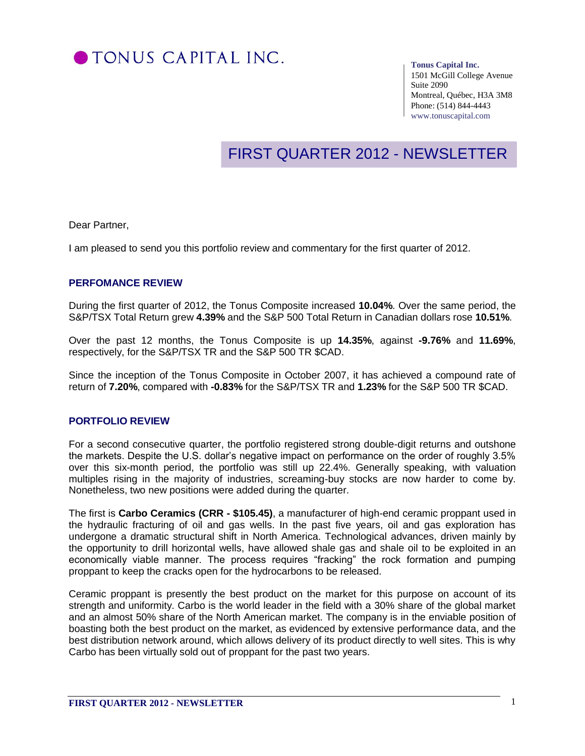# TONUS CAPITAL INC.

**Tonus Capital Inc.**
1501 McGill College Avenue
Suite 2090
Montreal, Québec, H3A 3M8
Phone: (514) 844-4443
www.tonuscapital.com

# FIRST QUARTER 2012 - NEWSLETTER

Dear Partner,

I am pleased to send you this portfolio review and commentary for the first quarter of 2012.

## PERFOMANCE REVIEW

During the first quarter of 2012, the Tonus Composite increased **10.04%**. Over the same period, the S&P/TSX Total Return grew **4.39%** and the S&P 500 Total Return in Canadian dollars rose **10.51%**.

Over the past 12 months, the Tonus Composite is up **14.35%**, against **-9.76%** and **11.69%**, respectively, for the S&P/TSX TR and the S&P 500 TR $CAD.

Since the inception of the Tonus Composite in October 2007, it has achieved a compound rate of return of **7.20%**, compared with **-0.83%** for the S&P/TSX TR and **1.23%** for the S&P 500 TR $CAD.

## PORTFOLIO REVIEW

For a second consecutive quarter, the portfolio registered strong double-digit returns and outshone the markets. Despite the U.S. dollar's negative impact on performance on the order of roughly 3.5% over this six-month period, the portfolio was still up 22.4%. Generally speaking, with valuation multiples rising in the majority of industries, screaming-buy stocks are now harder to come by. Nonetheless, two new positions were added during the quarter.

The first is **Carbo Ceramics (CRR - $105.45)**, a manufacturer of high-end ceramic proppant used in the hydraulic fracturing of oil and gas wells. In the past five years, oil and gas exploration has undergone a dramatic structural shift in North America. Technological advances, driven mainly by the opportunity to drill horizontal wells, have allowed shale gas and shale oil to be exploited in an economically viable manner. The process requires "fracking" the rock formation and pumping proppant to keep the cracks open for the hydrocarbons to be released.

Ceramic proppant is presently the best product on the market for this purpose on account of its strength and uniformity. Carbo is the world leader in the field with a 30% share of the global market and an almost 50% share of the North American market. The company is in the enviable position of boasting both the best product on the market, as evidenced by extensive performance data, and the best distribution network around, which allows delivery of its product directly to well sites. This is why Carbo has been virtually sold out of proppant for the past two years.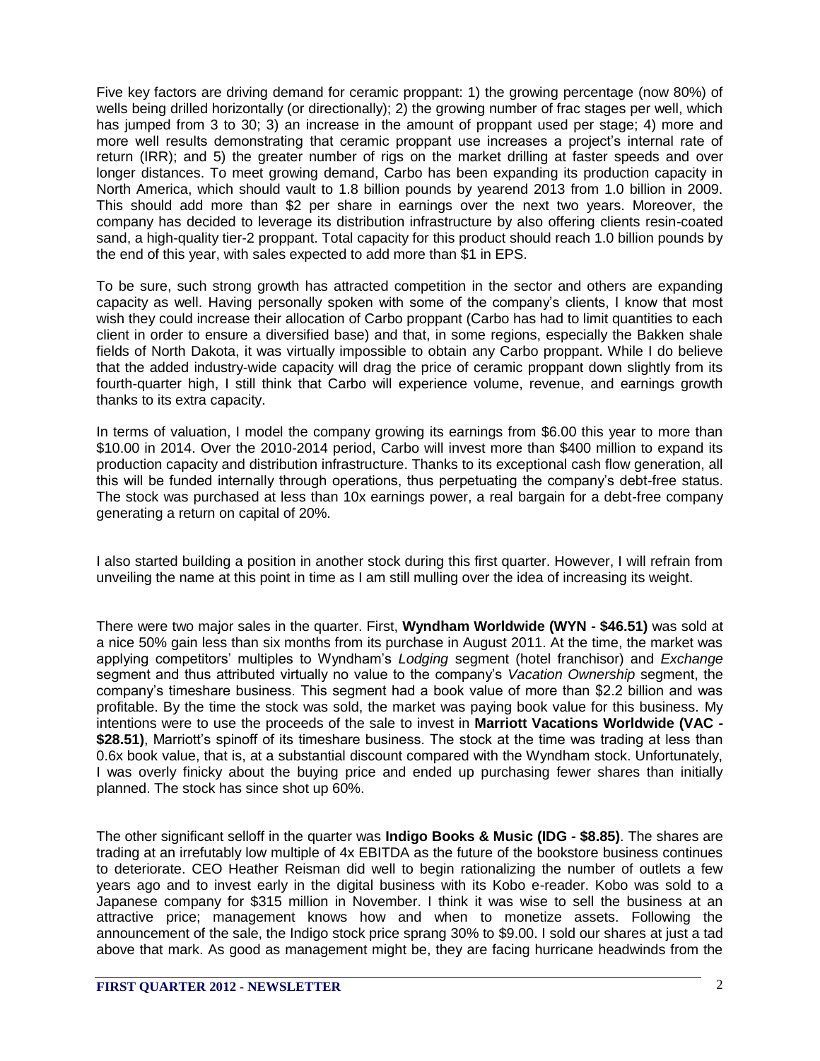Five key factors are driving demand for ceramic proppant: 1) the growing percentage (now 80%) of wells being drilled horizontally (or directionally); 2) the growing number of frac stages per well, which has jumped from 3 to 30; 3) an increase in the amount of proppant used per stage; 4) more and more well results demonstrating that ceramic proppant use increases a project's internal rate of return (IRR); and 5) the greater number of rigs on the market drilling at faster speeds and over longer distances. To meet growing demand, Carbo has been expanding its production capacity in North America, which should vault to 1.8 billion pounds by yearend 2013 from 1.0 billion in 2009. This should add more than $2 per share in earnings over the next two years. Moreover, the company has decided to leverage its distribution infrastructure by also offering clients resin-coated sand, a high-quality tier-2 proppant. Total capacity for this product should reach 1.0 billion pounds by the end of this year, with sales expected to add more than $1 in EPS.

To be sure, such strong growth has attracted competition in the sector and others are expanding capacity as well. Having personally spoken with some of the company's clients, I know that most wish they could increase their allocation of Carbo proppant (Carbo has had to limit quantities to each client in order to ensure a diversified base) and that, in some regions, especially the Bakken shale fields of North Dakota, it was virtually impossible to obtain any Carbo proppant. While I do believe that the added industry-wide capacity will drag the price of ceramic proppant down slightly from its fourth-quarter high, I still think that Carbo will experience volume, revenue, and earnings growth thanks to its extra capacity.

In terms of valuation, I model the company growing its earnings from $6.00 this year to more than $10.00 in 2014. Over the 2010-2014 period, Carbo will invest more than $400 million to expand its production capacity and distribution infrastructure. Thanks to its exceptional cash flow generation, all this will be funded internally through operations, thus perpetuating the company's debt-free status. The stock was purchased at less than 10x earnings power, a real bargain for a debt-free company generating a return on capital of 20%.

I also started building a position in another stock during this first quarter. However, I will refrain from unveiling the name at this point in time as I am still mulling over the idea of increasing its weight.

There were two major sales in the quarter. First, **Wyndham Worldwide (WYN - $46.51)** was sold at a nice 50% gain less than six months from its purchase in August 2011. At the time, the market was applying competitors' multiples to Wyndham's *Lodging* segment (hotel franchisor) and *Exchange* segment and thus attributed virtually no value to the company's *Vacation Ownership* segment, the company's timeshare business. This segment had a book value of more than $2.2 billion and was profitable. By the time the stock was sold, the market was paying book value for this business. My intentions were to use the proceeds of the sale to invest in **Marriott Vacations Worldwide (VAC - $28.51)**, Marriott's spinoff of its timeshare business. The stock at the time was trading at less than 0.6x book value, that is, at a substantial discount compared with the Wyndham stock. Unfortunately, I was overly finicky about the buying price and ended up purchasing fewer shares than initially planned. The stock has since shot up 60%.

The other significant selloff in the quarter was **Indigo Books & Music (IDG - $8.85)**. The shares are trading at an irrefutably low multiple of 4x EBITDA as the future of the bookstore business continues to deteriorate. CEO Heather Reisman did well to begin rationalizing the number of outlets a few years ago and to invest early in the digital business with its Kobo e-reader. Kobo was sold to a Japanese company for $315 million in November. I think it was wise to sell the business at an attractive price; management knows how and when to monetize assets. Following the announcement of the sale, the Indigo stock price sprang 30% to $9.00. I sold our shares at just a tad above that mark. As good as management might be, they are facing hurricane headwinds from the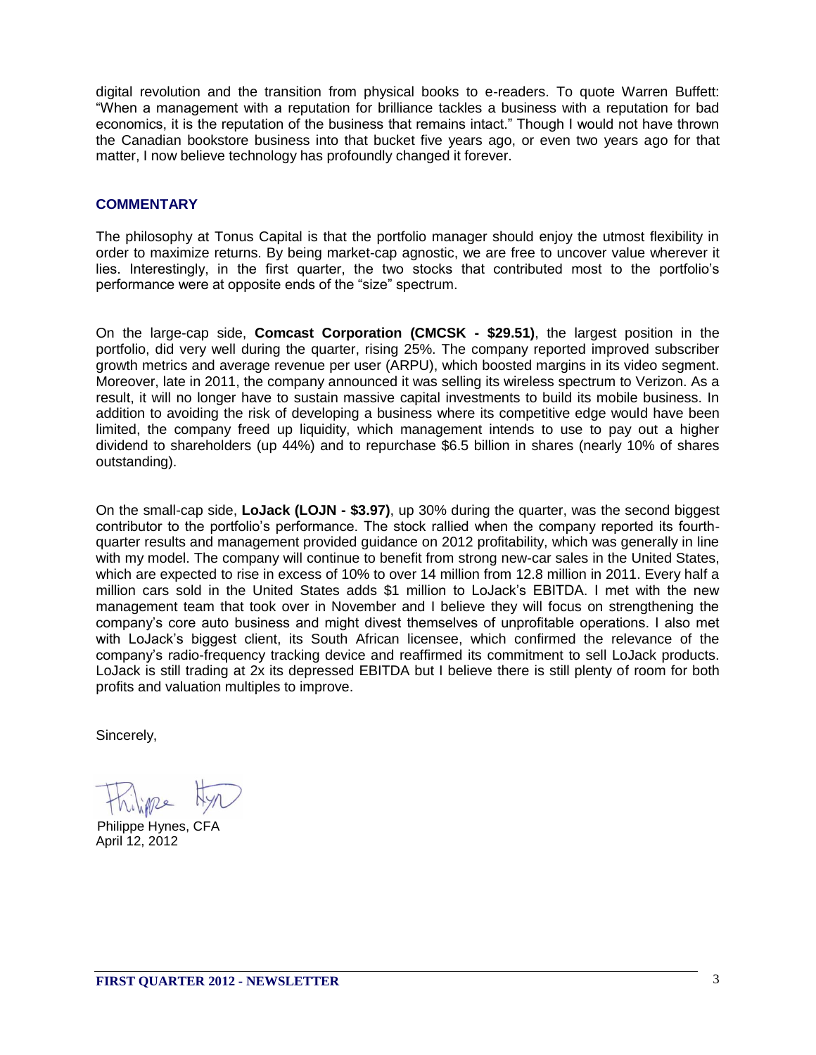digital revolution and the transition from physical books to e-readers. To quote Warren Buffett: "When a management with a reputation for brilliance tackles a business with a reputation for bad economics, it is the reputation of the business that remains intact." Though I would not have thrown the Canadian bookstore business into that bucket five years ago, or even two years ago for that matter, I now believe technology has profoundly changed it forever.

## COMMENTARY

The philosophy at Tonus Capital is that the portfolio manager should enjoy the utmost flexibility in order to maximize returns. By being market-cap agnostic, we are free to uncover value wherever it lies. Interestingly, in the first quarter, the two stocks that contributed most to the portfolio's performance were at opposite ends of the "size" spectrum.

On the large-cap side, **Comcast Corporation (CMCSK - $29.51)**, the largest position in the portfolio, did very well during the quarter, rising 25%. The company reported improved subscriber growth metrics and average revenue per user (ARPU), which boosted margins in its video segment. Moreover, late in 2011, the company announced it was selling its wireless spectrum to Verizon. As a result, it will no longer have to sustain massive capital investments to build its mobile business. In addition to avoiding the risk of developing a business where its competitive edge would have been limited, the company freed up liquidity, which management intends to use to pay out a higher dividend to shareholders (up 44%) and to repurchase $6.5 billion in shares (nearly 10% of shares outstanding).

On the small-cap side, **LoJack (LOJN - $3.97)**, up 30% during the quarter, was the second biggest contributor to the portfolio's performance. The stock rallied when the company reported its fourth-quarter results and management provided guidance on 2012 profitability, which was generally in line with my model. The company will continue to benefit from strong new-car sales in the United States, which are expected to rise in excess of 10% to over 14 million from 12.8 million in 2011. Every half a million cars sold in the United States adds $1 million to LoJack's EBITDA. I met with the new management team that took over in November and I believe they will focus on strengthening the company's core auto business and might divest themselves of unprofitable operations. I also met with LoJack's biggest client, its South African licensee, which confirmed the relevance of the company's radio-frequency tracking device and reaffirmed its commitment to sell LoJack products. LoJack is still trading at 2x its depressed EBITDA but I believe there is still plenty of room for both profits and valuation multiples to improve.

Sincerely,

Philippe Hynes, CFA
April 12, 2012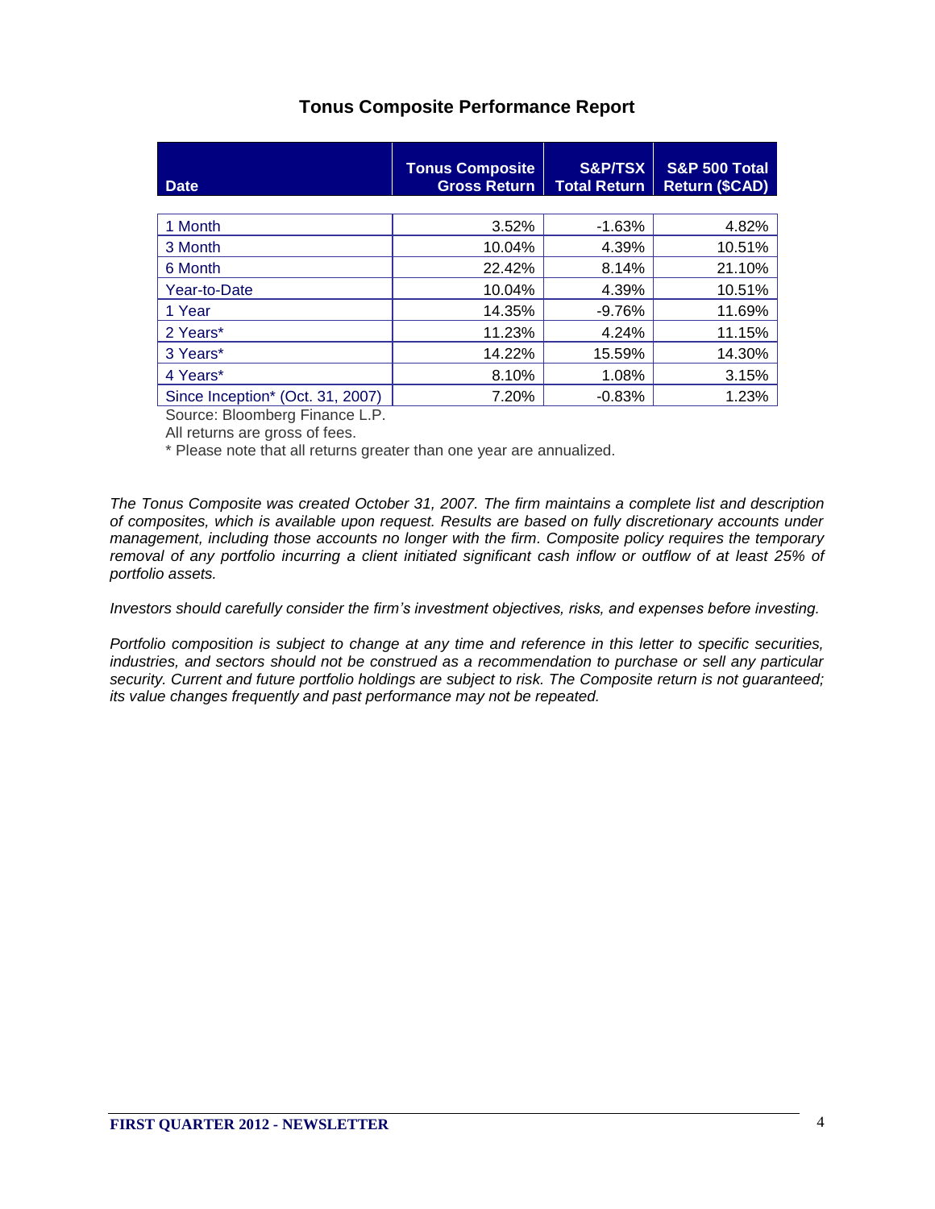## Tonus Composite Performance Report

| Date | Tonus Composite Gross Return | S&P/TSX Total Return | S&P 500 Total Return ($CAD) |
|---|---|---|---|
| 1 Month | 3.52% | -1.63% | 4.82% |
| 3 Month | 10.04% | 4.39% | 10.51% |
| 6 Month | 22.42% | 8.14% | 21.10% |
| Year-to-Date | 10.04% | 4.39% | 10.51% |
| 1 Year | 14.35% | -9.76% | 11.69% |
| 2 Years* | 11.23% | 4.24% | 11.15% |
| 3 Years* | 14.22% | 15.59% | 14.30% |
| 4 Years* | 8.10% | 1.08% | 3.15% |
| Since Inception* (Oct. 31, 2007) | 7.20% | -0.83% | 1.23% |

Source: Bloomberg Finance L.P.

All returns are gross of fees.

* Please note that all returns greater than one year are annualized.

*The Tonus Composite was created October 31, 2007. The firm maintains a complete list and description of composites, which is available upon request. Results are based on fully discretionary accounts under management, including those accounts no longer with the firm. Composite policy requires the temporary removal of any portfolio incurring a client initiated significant cash inflow or outflow of at least 25% of portfolio assets.*

*Investors should carefully consider the firm's investment objectives, risks, and expenses before investing.*

*Portfolio composition is subject to change at any time and reference in this letter to specific securities, industries, and sectors should not be construed as a recommendation to purchase or sell any particular security. Current and future portfolio holdings are subject to risk. The Composite return is not guaranteed; its value changes frequently and past performance may not be repeated.*